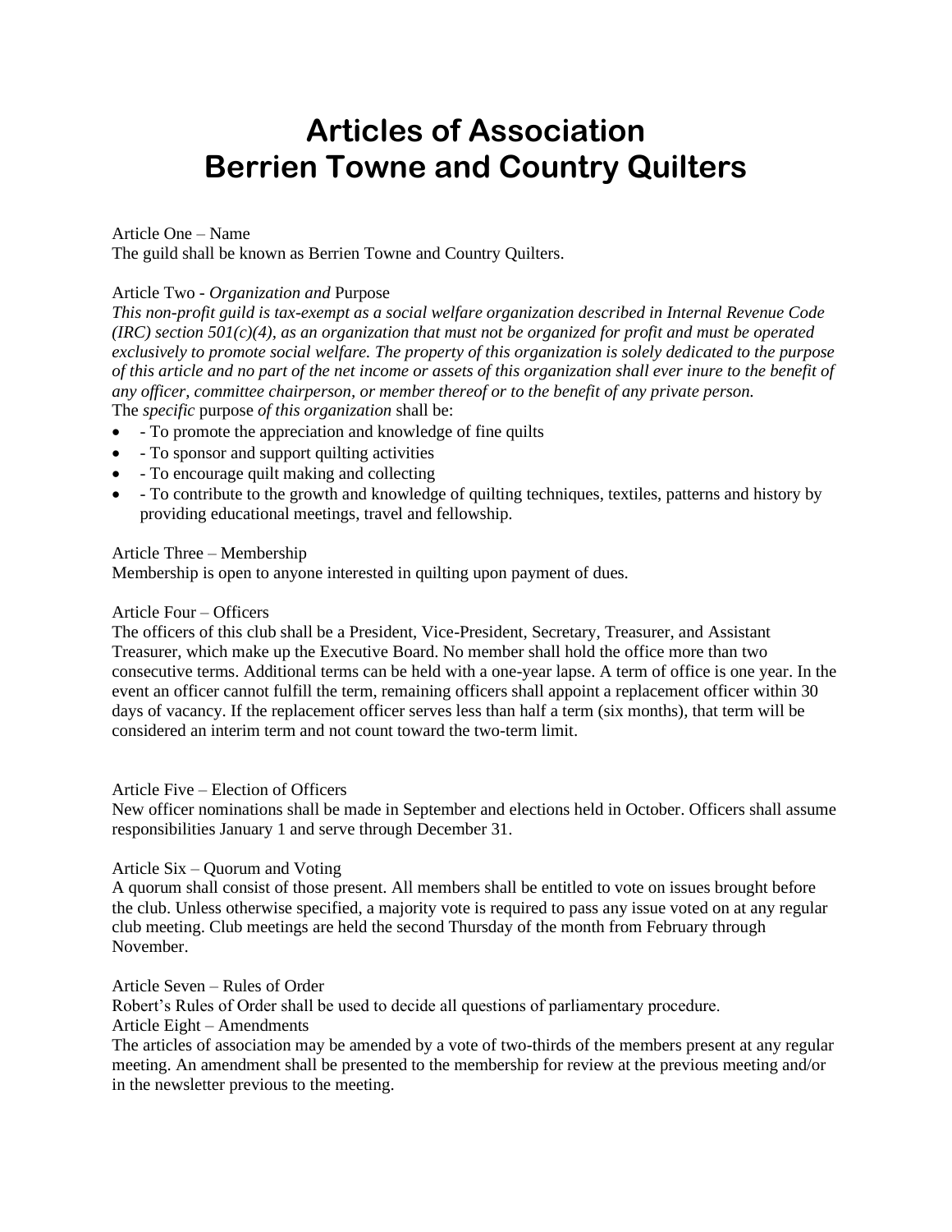# Articles of Association
# Berrien Towne and Country Quilters

Article One – Name
The guild shall be known as Berrien Towne and Country Quilters.

Article Two - *Organization and* Purpose
*This non-profit guild is tax-exempt as a social welfare organization described in Internal Revenue Code (IRC) section 501(c)(4), as an organization that must not be organized for profit and must be operated exclusively to promote social welfare. The property of this organization is solely dedicated to the purpose of this article and no part of the net income or assets of this organization shall ever inure to the benefit of any officer, committee chairperson, or member thereof or to the benefit of any private person.*
The *specific* purpose *of this organization* shall be:

- - To promote the appreciation and knowledge of fine quilts
- - To sponsor and support quilting activities
- - To encourage quilt making and collecting
- - To contribute to the growth and knowledge of quilting techniques, textiles, patterns and history by providing educational meetings, travel and fellowship.

Article Three – Membership
Membership is open to anyone interested in quilting upon payment of dues.

Article Four – Officers
The officers of this club shall be a President, Vice-President, Secretary, Treasurer, and Assistant Treasurer, which make up the Executive Board. No member shall hold the office more than two consecutive terms. Additional terms can be held with a one-year lapse. A term of office is one year. In the event an officer cannot fulfill the term, remaining officers shall appoint a replacement officer within 30 days of vacancy. If the replacement officer serves less than half a term (six months), that term will be considered an interim term and not count toward the two-term limit.

Article Five – Election of Officers
New officer nominations shall be made in September and elections held in October. Officers shall assume responsibilities January 1 and serve through December 31.

Article Six – Quorum and Voting
A quorum shall consist of those present. All members shall be entitled to vote on issues brought before the club. Unless otherwise specified, a majority vote is required to pass any issue voted on at any regular club meeting. Club meetings are held the second Thursday of the month from February through November.

Article Seven – Rules of Order
Robert's Rules of Order shall be used to decide all questions of parliamentary procedure.

Article Eight – Amendments
The articles of association may be amended by a vote of two-thirds of the members present at any regular meeting. An amendment shall be presented to the membership for review at the previous meeting and/or in the newsletter previous to the meeting.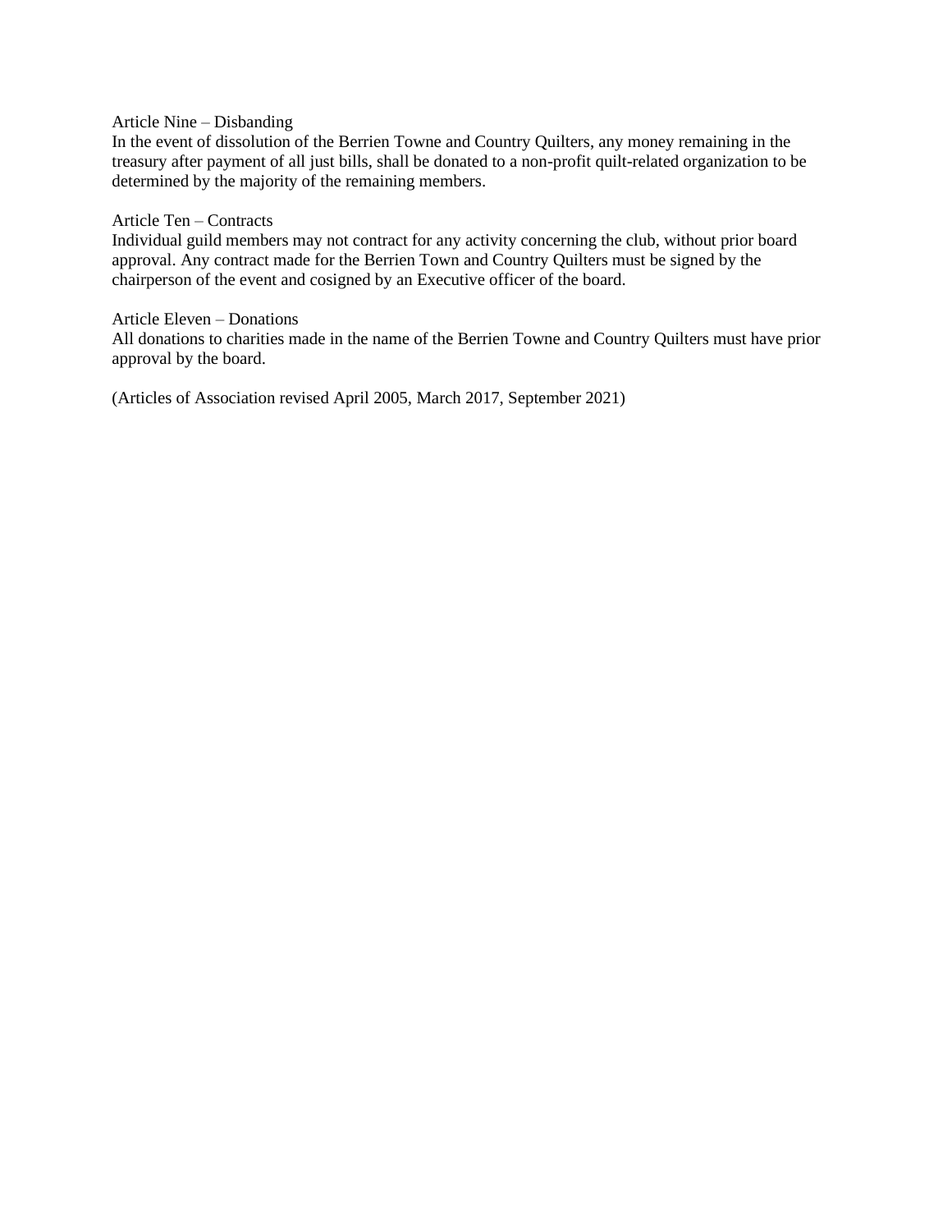Article Nine – Disbanding
In the event of dissolution of the Berrien Towne and Country Quilters, any money remaining in the treasury after payment of all just bills, shall be donated to a non-profit quilt-related organization to be determined by the majority of the remaining members.

Article Ten – Contracts
Individual guild members may not contract for any activity concerning the club, without prior board approval. Any contract made for the Berrien Town and Country Quilters must be signed by the chairperson of the event and cosigned by an Executive officer of the board.

Article Eleven – Donations
All donations to charities made in the name of the Berrien Towne and Country Quilters must have prior approval by the board.

(Articles of Association revised April 2005, March 2017, September 2021)